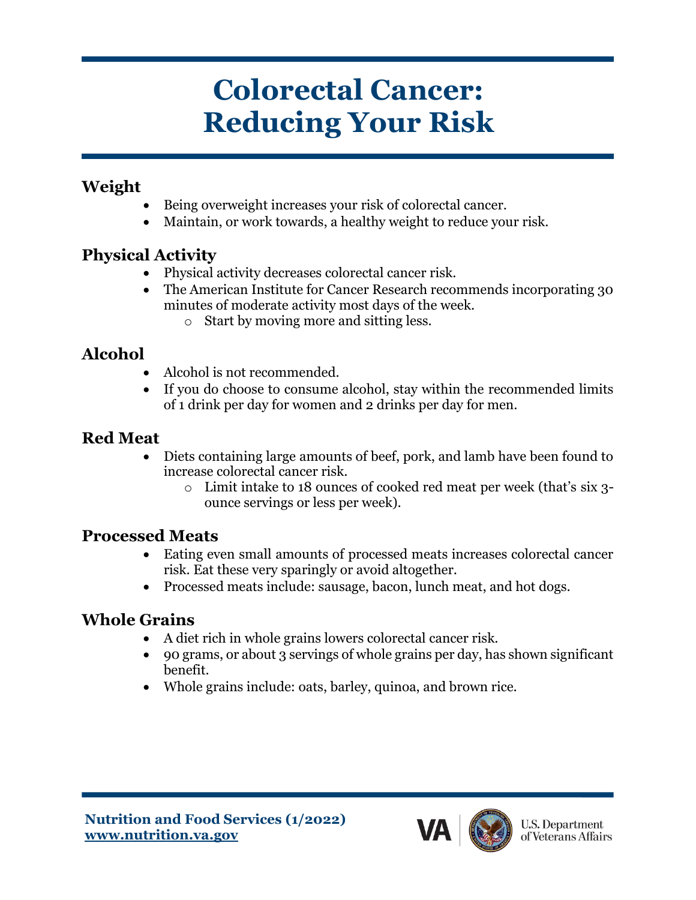# Colorectal Cancer: Reducing Your Risk

## Weight

- Being overweight increases your risk of colorectal cancer.
- Maintain, or work towards, a healthy weight to reduce your risk.

## Physical Activity

- Physical activity decreases colorectal cancer risk.
- The American Institute for Cancer Research recommends incorporating 30 minutes of moderate activity most days of the week.
  - Start by moving more and sitting less.

## Alcohol

- Alcohol is not recommended.
- If you do choose to consume alcohol, stay within the recommended limits of 1 drink per day for women and 2 drinks per day for men.

## Red Meat

- Diets containing large amounts of beef, pork, and lamb have been found to increase colorectal cancer risk.
  - Limit intake to 18 ounces of cooked red meat per week (that's six 3-ounce servings or less per week).

## Processed Meats

- Eating even small amounts of processed meats increases colorectal cancer risk. Eat these very sparingly or avoid altogether.
- Processed meats include: sausage, bacon, lunch meat, and hot dogs.

## Whole Grains

- A diet rich in whole grains lowers colorectal cancer risk.
- 90 grams, or about 3 servings of whole grains per day, has shown significant benefit.
- Whole grains include: oats, barley, quinoa, and brown rice.

**Nutrition and Food Services (1/2022)**
**www.nutrition.va.gov**

VA | U.S. Department of Veterans Affairs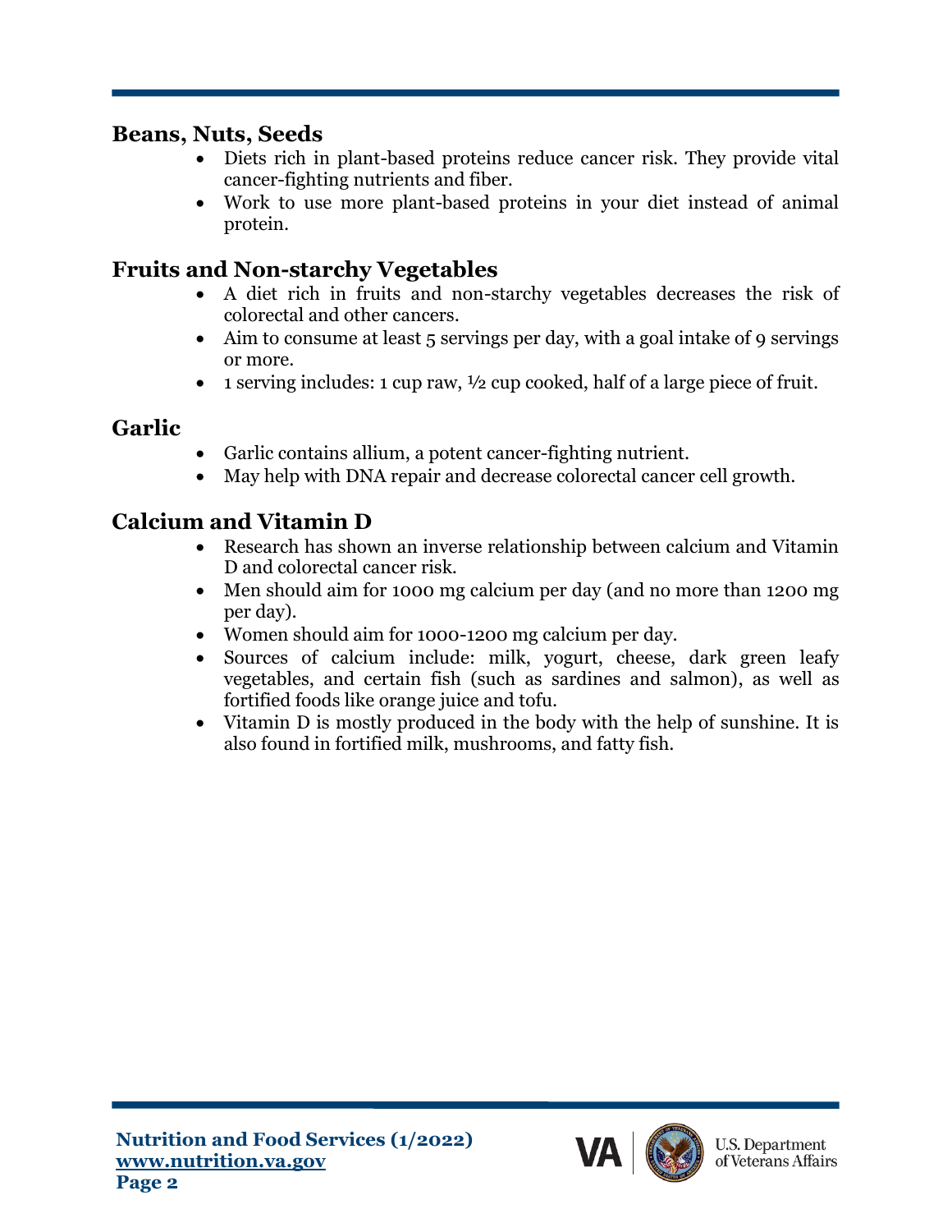## Beans, Nuts, Seeds

- Diets rich in plant-based proteins reduce cancer risk. They provide vital cancer-fighting nutrients and fiber.
- Work to use more plant-based proteins in your diet instead of animal protein.

## Fruits and Non-starchy Vegetables

- A diet rich in fruits and non-starchy vegetables decreases the risk of colorectal and other cancers.
- Aim to consume at least 5 servings per day, with a goal intake of 9 servings or more.
- 1 serving includes: 1 cup raw, ½ cup cooked, half of a large piece of fruit.

## Garlic

- Garlic contains allium, a potent cancer-fighting nutrient.
- May help with DNA repair and decrease colorectal cancer cell growth.

## Calcium and Vitamin D

- Research has shown an inverse relationship between calcium and Vitamin D and colorectal cancer risk.
- Men should aim for 1000 mg calcium per day (and no more than 1200 mg per day).
- Women should aim for 1000-1200 mg calcium per day.
- Sources of calcium include: milk, yogurt, cheese, dark green leafy vegetables, and certain fish (such as sardines and salmon), as well as fortified foods like orange juice and tofu.
- Vitamin D is mostly produced in the body with the help of sunshine. It is also found in fortified milk, mushrooms, and fatty fish.